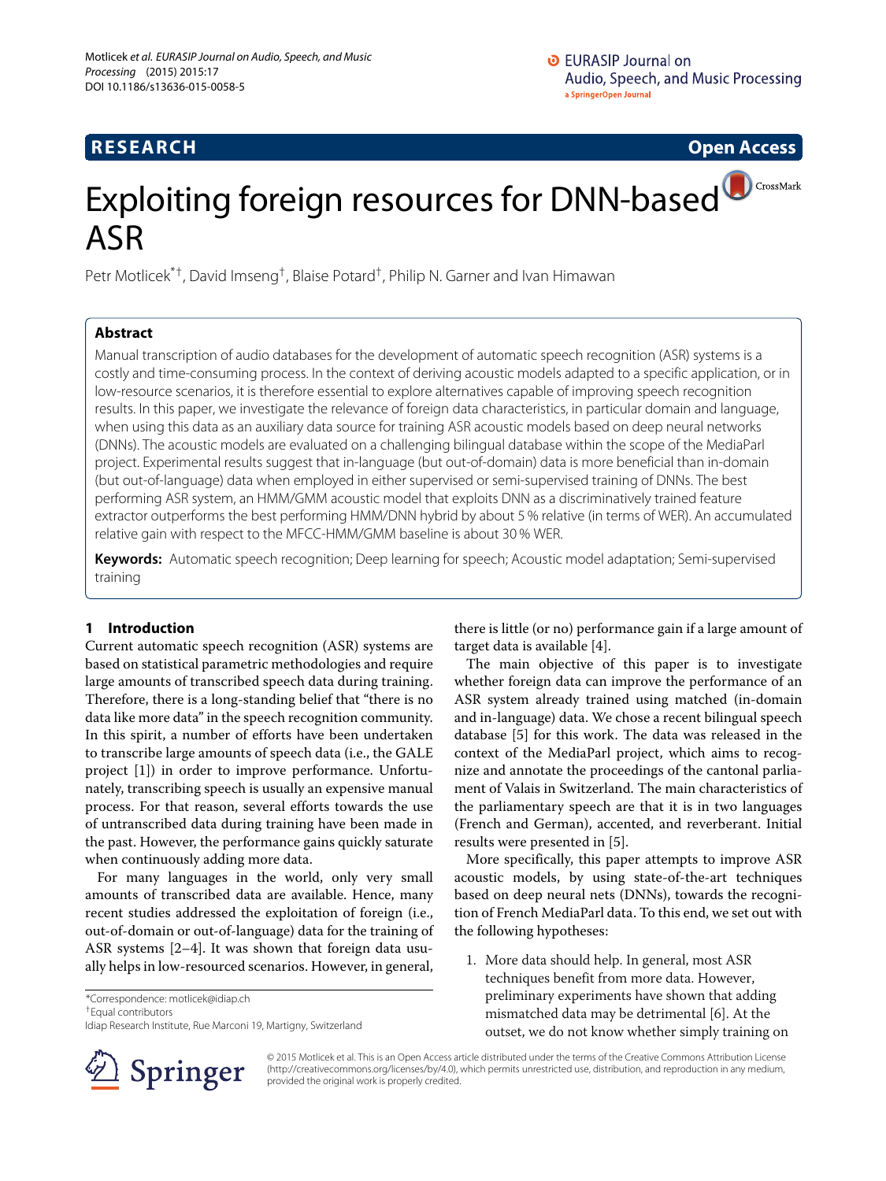RESEARCH

Open Access

# Exploiting foreign resources for DNN-based ASR

Petr Motlicek[*†], David Imseng[†], Blaise Potard[†], Philip N. Garner and Ivan Himawan

## Abstract

Manual transcription of audio databases for the development of automatic speech recognition (ASR) systems is a costly and time-consuming process. In the context of deriving acoustic models adapted to a specific application, or in low-resource scenarios, it is therefore essential to explore alternatives capable of improving speech recognition results. In this paper, we investigate the relevance of foreign data characteristics, in particular domain and language, when using this data as an auxiliary data source for training ASR acoustic models based on deep neural networks (DNNs). The acoustic models are evaluated on a challenging bilingual database within the scope of the MediaParl project. Experimental results suggest that in-language (but out-of-domain) data is more beneficial than in-domain (but out-of-language) data when employed in either supervised or semi-supervised training of DNNs. The best performing ASR system, an HMM/GMM acoustic model that exploits DNN as a discriminatively trained feature extractor outperforms the best performing HMM/DNN hybrid by about 5 % relative (in terms of WER). An accumulated relative gain with respect to the MFCC-HMM/GMM baseline is about 30 % WER.

**Keywords:** Automatic speech recognition; Deep learning for speech; Acoustic model adaptation; Semi-supervised training

## 1 Introduction

Current automatic speech recognition (ASR) systems are based on statistical parametric methodologies and require large amounts of transcribed speech data during training. Therefore, there is a long-standing belief that "there is no data like more data" in the speech recognition community. In this spirit, a number of efforts have been undertaken to transcribe large amounts of speech data (i.e., the GALE project [1]) in order to improve performance. Unfortunately, transcribing speech is usually an expensive manual process. For that reason, several efforts towards the use of untranscribed data during training have been made in the past. However, the performance gains quickly saturate when continuously adding more data.

For many languages in the world, only very small amounts of transcribed data are available. Hence, many recent studies addressed the exploitation of foreign (i.e., out-of-domain or out-of-language) data for the training of ASR systems [2–4]. It was shown that foreign data usually helps in low-resourced scenarios. However, in general, there is little (or no) performance gain if a large amount of target data is available [4].

The main objective of this paper is to investigate whether foreign data can improve the performance of an ASR system already trained using matched (in-domain and in-language) data. We chose a recent bilingual speech database [5] for this work. The data was released in the context of the MediaParl project, which aims to recognize and annotate the proceedings of the cantonal parliament of Valais in Switzerland. The main characteristics of the parliamentary speech are that it is in two languages (French and German), accented, and reverberant. Initial results were presented in [5].

More specifically, this paper attempts to improve ASR acoustic models, by using state-of-the-art techniques based on deep neural nets (DNNs), towards the recognition of French MediaParl data. To this end, we set out with the following hypotheses:

1. More data should help. In general, most ASR techniques benefit from more data. However, preliminary experiments have shown that adding mismatched data may be detrimental [6]. At the outset, we do not know whether simply training on

*Correspondence: motlicek@idiap.ch
†Equal contributors
Idiap Research Institute, Rue Marconi 19, Martigny, Switzerland

© 2015 Motlicek et al. This is an Open Access article distributed under the terms of the Creative Commons Attribution License (http://creativecommons.org/licenses/by/4.0), which permits unrestricted use, distribution, and reproduction in any medium, provided the original work is properly credited.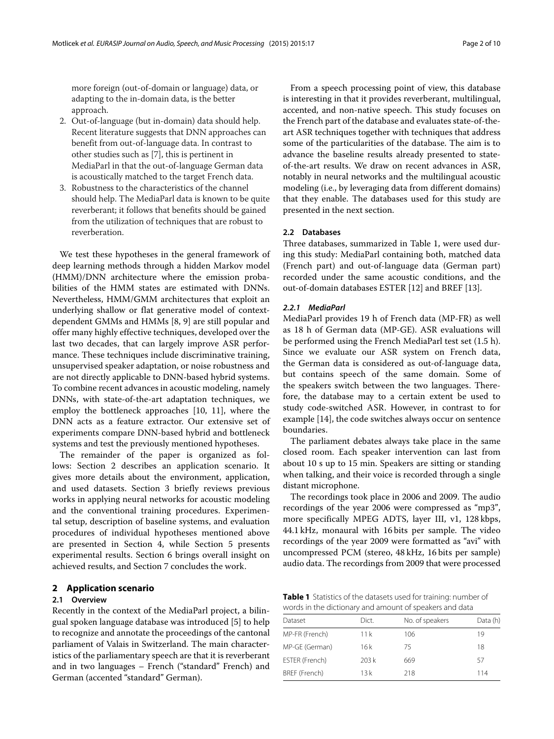more foreign (out-of-domain or language) data, or adapting to the in-domain data, is the better approach.

2. Out-of-language (but in-domain) data should help. Recent literature suggests that DNN approaches can benefit from out-of-language data. In contrast to other studies such as [7], this is pertinent in MediaParl in that the out-of-language German data is acoustically matched to the target French data.
3. Robustness to the characteristics of the channel should help. The MediaParl data is known to be quite reverberant; it follows that benefits should be gained from the utilization of techniques that are robust to reverberation.

We test these hypotheses in the general framework of deep learning methods through a hidden Markov model (HMM)/DNN architecture where the emission probabilities of the HMM states are estimated with DNNs. Nevertheless, HMM/GMM architectures that exploit an underlying shallow or flat generative model of context-dependent GMMs and HMMs [8, 9] are still popular and offer many highly effective techniques, developed over the last two decades, that can largely improve ASR performance. These techniques include discriminative training, unsupervised speaker adaptation, or noise robustness and are not directly applicable to DNN-based hybrid systems. To combine recent advances in acoustic modeling, namely DNNs, with state-of-the-art adaptation techniques, we employ the bottleneck approaches [10, 11], where the DNN acts as a feature extractor. Our extensive set of experiments compare DNN-based hybrid and bottleneck systems and test the previously mentioned hypotheses.

The remainder of the paper is organized as follows: Section 2 describes an application scenario. It gives more details about the environment, application, and used datasets. Section 3 briefly reviews previous works in applying neural networks for acoustic modeling and the conventional training procedures. Experimental setup, description of baseline systems, and evaluation procedures of individual hypotheses mentioned above are presented in Section 4, while Section 5 presents experimental results. Section 6 brings overall insight on achieved results, and Section 7 concludes the work.

## 2 Application scenario

### 2.1 Overview

Recently in the context of the MediaParl project, a bilingual spoken language database was introduced [5] to help to recognize and annotate the proceedings of the cantonal parliament of Valais in Switzerland. The main characteristics of the parliamentary speech are that it is reverberant and in two languages – French ("standard" French) and German (accented "standard" German).

From a speech processing point of view, this database is interesting in that it provides reverberant, multilingual, accented, and non-native speech. This study focuses on the French part of the database and evaluates state-of-the-art ASR techniques together with techniques that address some of the particularities of the database. The aim is to advance the baseline results already presented to state-of-the-art results. We draw on recent advances in ASR, notably in neural networks and the multilingual acoustic modeling (i.e., by leveraging data from different domains) that they enable. The databases used for this study are presented in the next section.

### 2.2 Databases

Three databases, summarized in Table 1, were used during this study: MediaParl containing both, matched data (French part) and out-of-language data (German part) recorded under the same acoustic conditions, and the out-of-domain databases ESTER [12] and BREF [13].

#### 2.2.1 MediaParl

MediaParl provides 19 h of French data (MP-FR) as well as 18 h of German data (MP-GE). ASR evaluations will be performed using the French MediaParl test set (1.5 h). Since we evaluate our ASR system on French data, the German data is considered as out-of-language data, but contains speech of the same domain. Some of the speakers switch between the two languages. Therefore, the database may to a certain extent be used to study code-switched ASR. However, in contrast to for example [14], the code switches always occur on sentence boundaries.

The parliament debates always take place in the same closed room. Each speaker intervention can last from about 10 s up to 15 min. Speakers are sitting or standing when talking, and their voice is recorded through a single distant microphone.

The recordings took place in 2006 and 2009. The audio recordings of the year 2006 were compressed as "mp3", more specifically MPEG ADTS, layer III, v1, 128 kbps, 44.1 kHz, monaural with 16 bits per sample. The video recordings of the year 2009 were formatted as "avi" with uncompressed PCM (stereo, 48 kHz, 16 bits per sample) audio data. The recordings from 2009 that were processed

**Table 1** Statistics of the datasets used for training: number of words in the dictionary and amount of speakers and data

| Dataset | Dict. | No. of speakers | Data (h) |
|---|---|---|---|
| MP-FR (French) | 11 k | 106 | 19 |
| MP-GE (German) | 16 k | 75 | 18 |
| ESTER (French) | 203 k | 669 | 57 |
| BREF (French) | 13 k | 218 | 114 |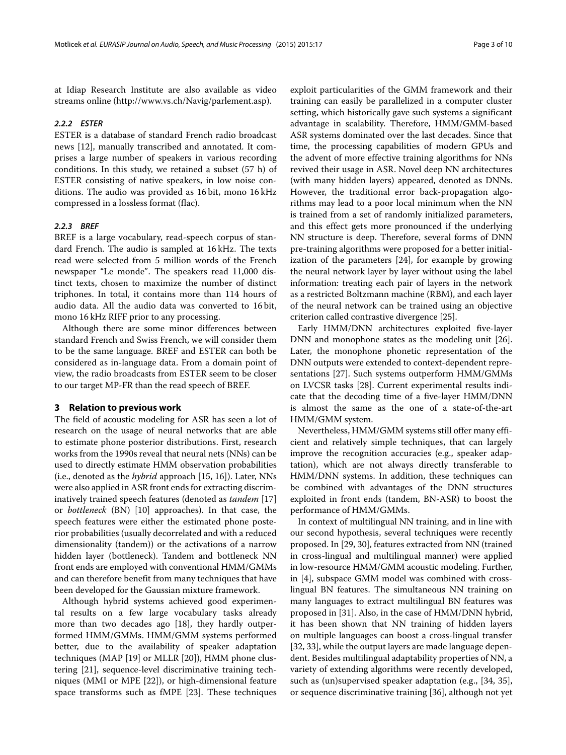at Idiap Research Institute are also available as video streams online (http://www.vs.ch/Navig/parlement.asp).

#### 2.2.2 ESTER

ESTER is a database of standard French radio broadcast news [12], manually transcribed and annotated. It comprises a large number of speakers in various recording conditions. In this study, we retained a subset (57 h) of ESTER consisting of native speakers, in low noise conditions. The audio was provided as 16 bit, mono 16 kHz compressed in a lossless format (flac).

#### 2.2.3 BREF

BREF is a large vocabulary, read-speech corpus of standard French. The audio is sampled at 16 kHz. The texts read were selected from 5 million words of the French newspaper "Le monde". The speakers read 11,000 distinct texts, chosen to maximize the number of distinct triphones. In total, it contains more than 114 hours of audio data. All the audio data was converted to 16 bit, mono 16 kHz RIFF prior to any processing.

Although there are some minor differences between standard French and Swiss French, we will consider them to be the same language. BREF and ESTER can both be considered as in-language data. From a domain point of view, the radio broadcasts from ESTER seem to be closer to our target MP-FR than the read speech of BREF.

## 3 Relation to previous work

The field of acoustic modeling for ASR has seen a lot of research on the usage of neural networks that are able to estimate phone posterior distributions. First, research works from the 1990s reveal that neural nets (NNs) can be used to directly estimate HMM observation probabilities (i.e., denoted as the *hybrid* approach [15, 16]). Later, NNs were also applied in ASR front ends for extracting discriminatively trained speech features (denoted as *tandem* [17] or *bottleneck* (BN) [10] approaches). In that case, the speech features were either the estimated phone posterior probabilities (usually decorrelated and with a reduced dimensionality (tandem)) or the activations of a narrow hidden layer (bottleneck). Tandem and bottleneck NN front ends are employed with conventional HMM/GMMs and can therefore benefit from many techniques that have been developed for the Gaussian mixture framework.

Although hybrid systems achieved good experimental results on a few large vocabulary tasks already more than two decades ago [18], they hardly outperformed HMM/GMMs. HMM/GMM systems performed better, due to the availability of speaker adaptation techniques (MAP [19] or MLLR [20]), HMM phone clustering [21], sequence-level discriminative training techniques (MMI or MPE [22]), or high-dimensional feature space transforms such as fMPE [23]. These techniques exploit particularities of the GMM framework and their training can easily be parallelized in a computer cluster setting, which historically gave such systems a significant advantage in scalability. Therefore, HMM/GMM-based ASR systems dominated over the last decades. Since that time, the processing capabilities of modern GPUs and the advent of more effective training algorithms for NNs revived their usage in ASR. Novel deep NN architectures (with many hidden layers) appeared, denoted as DNNs. However, the traditional error back-propagation algorithms may lead to a poor local minimum when the NN is trained from a set of randomly initialized parameters, and this effect gets more pronounced if the underlying NN structure is deep. Therefore, several forms of DNN pre-training algorithms were proposed for a better initialization of the parameters [24], for example by growing the neural network layer by layer without using the label information: treating each pair of layers in the network as a restricted Boltzmann machine (RBM), and each layer of the neural network can be trained using an objective criterion called contrastive divergence [25].

Early HMM/DNN architectures exploited five-layer DNN and monophone states as the modeling unit [26]. Later, the monophone phonetic representation of the DNN outputs were extended to context-dependent representations [27]. Such systems outperform HMM/GMMs on LVCSR tasks [28]. Current experimental results indicate that the decoding time of a five-layer HMM/DNN is almost the same as the one of a state-of-the-art HMM/GMM system.

Nevertheless, HMM/GMM systems still offer many efficient and relatively simple techniques, that can largely improve the recognition accuracies (e.g., speaker adaptation), which are not always directly transferable to HMM/DNN systems. In addition, these techniques can be combined with advantages of the DNN structures exploited in front ends (tandem, BN-ASR) to boost the performance of HMM/GMMs.

In context of multilingual NN training, and in line with our second hypothesis, several techniques were recently proposed. In [29, 30], features extracted from NN (trained in cross-lingual and multilingual manner) were applied in low-resource HMM/GMM acoustic modeling. Further, in [4], subspace GMM model was combined with cross-lingual BN features. The simultaneous NN training on many languages to extract multilingual BN features was proposed in [31]. Also, in the case of HMM/DNN hybrid, it has been shown that NN training of hidden layers on multiple languages can boost a cross-lingual transfer [32, 33], while the output layers are made language dependent. Besides multilingual adaptability properties of NN, a variety of extending algorithms were recently developed, such as (un)supervised speaker adaptation (e.g., [34, 35], or sequence discriminative training [36], although not yet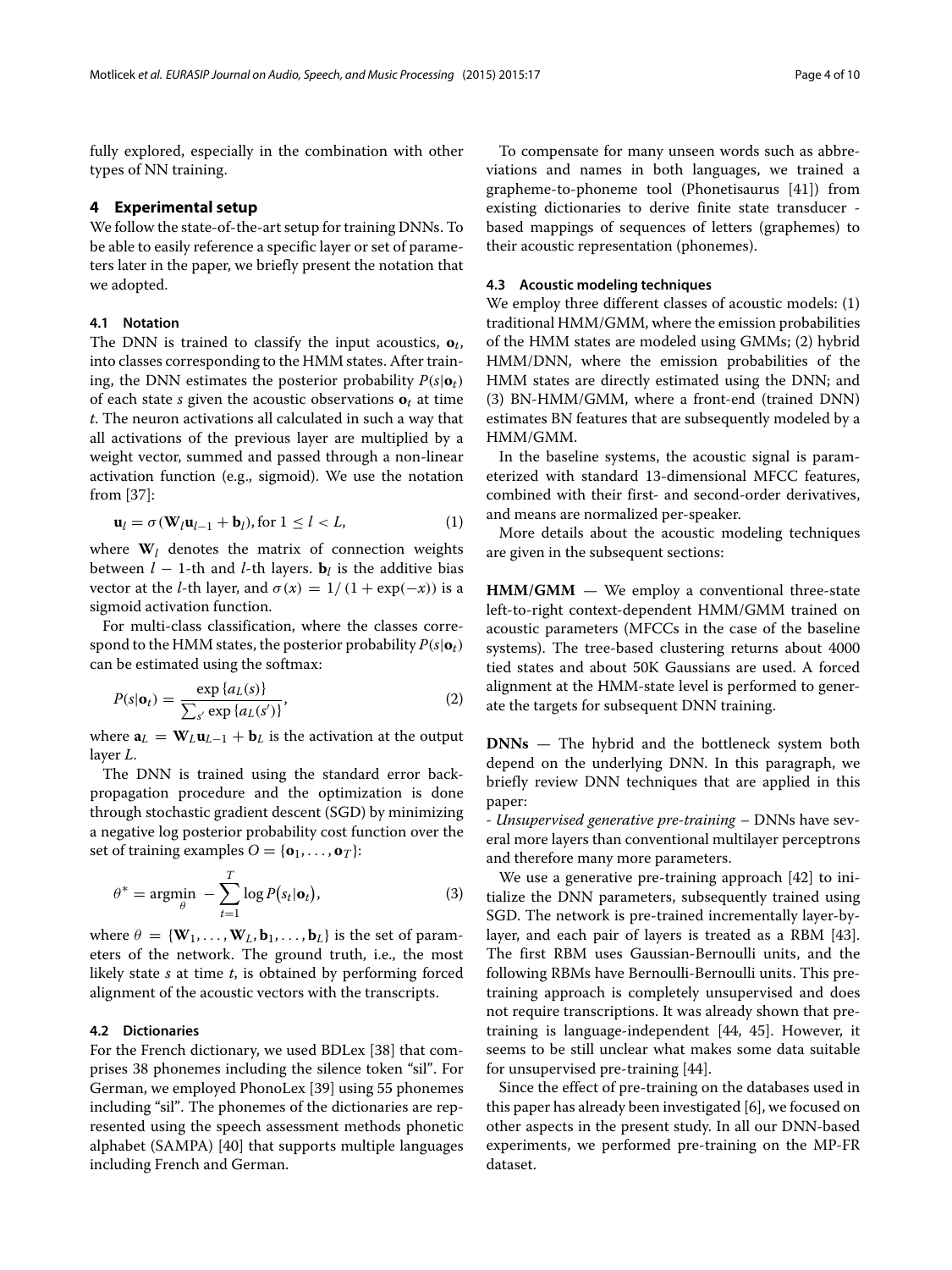fully explored, especially in the combination with other types of NN training.

## 4 Experimental setup

We follow the state-of-the-art setup for training DNNs. To be able to easily reference a specific layer or set of parameters later in the paper, we briefly present the notation that we adopted.

### 4.1 Notation

The DNN is trained to classify the input acoustics, $\mathbf{o}_t$, into classes corresponding to the HMM states. After training, the DNN estimates the posterior probability $P(s|\mathbf{o}_t)$ of each state $s$ given the acoustic observations $\mathbf{o}_t$ at time $t$. The neuron activations all calculated in such a way that all activations of the previous layer are multiplied by a weight vector, summed and passed through a non-linear activation function (e.g., sigmoid). We use the notation from [37]:

$$\mathbf{u}_l = \sigma(\mathbf{W}_l \mathbf{u}_{l-1} + \mathbf{b}_l), \text{for } 1 \leq l < L, \tag{1}$$

where $\mathbf{W}_l$ denotes the matrix of connection weights between $l-1$-th and $l$-th layers. $\mathbf{b}_l$ is the additive bias vector at the $l$-th layer, and $\sigma(x) = 1/(1+\exp(-x))$ is a sigmoid activation function.

For multi-class classification, where the classes correspond to the HMM states, the posterior probability $P(s|\mathbf{o}_t)$ can be estimated using the softmax:

$$P(s|\mathbf{o}_t) = \frac{\exp\{a_L(s)\}}{\sum_{s'} \exp\{a_L(s')\}}, \tag{2}$$

where $\mathbf{a}_L = \mathbf{W}_L \mathbf{u}_{L-1} + \mathbf{b}_L$ is the activation at the output layer $L$.

The DNN is trained using the standard error back-propagation procedure and the optimization is done through stochastic gradient descent (SGD) by minimizing a negative log posterior probability cost function over the set of training examples $O = \{\mathbf{o}_1, \ldots, \mathbf{o}_T\}$:

$$\theta^* = \underset{\theta}{\operatorname{argmin}} \; -\sum_{t=1}^{T} \log P(s_t|\mathbf{o}_t), \tag{3}$$

where $\theta = \{\mathbf{W}_1, \ldots, \mathbf{W}_L, \mathbf{b}_1, \ldots, \mathbf{b}_L\}$ is the set of parameters of the network. The ground truth, i.e., the most likely state $s$ at time $t$, is obtained by performing forced alignment of the acoustic vectors with the transcripts.

### 4.2 Dictionaries

For the French dictionary, we used BDLex [38] that comprises 38 phonemes including the silence token "sil". For German, we employed PhonoLex [39] using 55 phonemes including "sil". The phonemes of the dictionaries are represented using the speech assessment methods phonetic alphabet (SAMPA) [40] that supports multiple languages including French and German.

To compensate for many unseen words such as abbreviations and names in both languages, we trained a grapheme-to-phoneme tool (Phonetisaurus [41]) from existing dictionaries to derive finite state transducer - based mappings of sequences of letters (graphemes) to their acoustic representation (phonemes).

### 4.3 Acoustic modeling techniques

We employ three different classes of acoustic models: (1) traditional HMM/GMM, where the emission probabilities of the HMM states are modeled using GMMs; (2) hybrid HMM/DNN, where the emission probabilities of the HMM states are directly estimated using the DNN; and (3) BN-HMM/GMM, where a front-end (trained DNN) estimates BN features that are subsequently modeled by a HMM/GMM.

In the baseline systems, the acoustic signal is parameterized with standard 13-dimensional MFCC features, combined with their first- and second-order derivatives, and means are normalized per-speaker.

More details about the acoustic modeling techniques are given in the subsequent sections:

**HMM/GMM** — We employ a conventional three-state left-to-right context-dependent HMM/GMM trained on acoustic parameters (MFCCs in the case of the baseline systems). The tree-based clustering returns about 4000 tied states and about 50K Gaussians are used. A forced alignment at the HMM-state level is performed to generate the targets for subsequent DNN training.

**DNNs** — The hybrid and the bottleneck system both depend on the underlying DNN. In this paragraph, we briefly review DNN techniques that are applied in this paper:

- *Unsupervised generative pre-training* – DNNs have several more layers than conventional multilayer perceptrons and therefore many more parameters.

We use a generative pre-training approach [42] to initialize the DNN parameters, subsequently trained using SGD. The network is pre-trained incrementally layer-by-layer, and each pair of layers is treated as a RBM [43]. The first RBM uses Gaussian-Bernoulli units, and the following RBMs have Bernoulli-Bernoulli units. This pre-training approach is completely unsupervised and does not require transcriptions. It was already shown that pre-training is language-independent [44, 45]. However, it seems to be still unclear what makes some data suitable for unsupervised pre-training [44].

Since the effect of pre-training on the databases used in this paper has already been investigated [6], we focused on other aspects in the present study. In all our DNN-based experiments, we performed pre-training on the MP-FR dataset.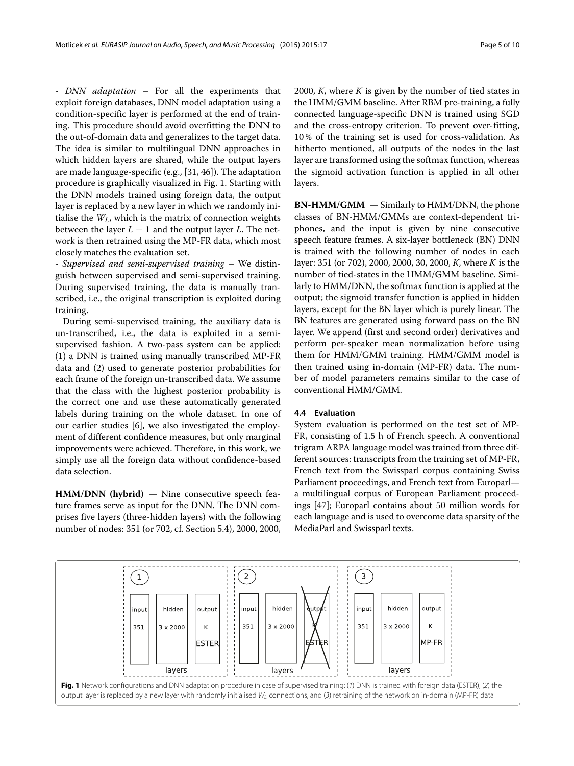- *DNN adaptation* – For all the experiments that exploit foreign databases, DNN model adaptation using a condition-specific layer is performed at the end of training. This procedure should avoid overfitting the DNN to the out-of-domain data and generalizes to the target data. The idea is similar to multilingual DNN approaches in which hidden layers are shared, while the output layers are made language-specific (e.g., [31, 46]). The adaptation procedure is graphically visualized in Fig. 1. Starting with the DNN models trained using foreign data, the output layer is replaced by a new layer in which we randomly initialise the $W_L$, which is the matrix of connection weights between the layer $L-1$ and the output layer $L$. The network is then retrained using the MP-FR data, which most closely matches the evaluation set.

- *Supervised and semi-supervised training* – We distinguish between supervised and semi-supervised training. During supervised training, the data is manually transcribed, i.e., the original transcription is exploited during training.

During semi-supervised training, the auxiliary data is un-transcribed, i.e., the data is exploited in a semi-supervised fashion. A two-pass system can be applied: (1) a DNN is trained using manually transcribed MP-FR data and (2) used to generate posterior probabilities for each frame of the foreign un-transcribed data. We assume that the class with the highest posterior probability is the correct one and use these automatically generated labels during training on the whole dataset. In one of our earlier studies [6], we also investigated the employment of different confidence measures, but only marginal improvements were achieved. Therefore, in this work, we simply use all the foreign data without confidence-based data selection.

**HMM/DNN (hybrid)** — Nine consecutive speech feature frames serve as input for the DNN. The DNN comprises five layers (three-hidden layers) with the following number of nodes: 351 (or 702, cf. Section 5.4), 2000, 2000, 2000, $K$, where $K$ is given by the number of tied states in the HMM/GMM baseline. After RBM pre-training, a fully connected language-specific DNN is trained using SGD and the cross-entropy criterion. To prevent over-fitting, 10 % of the training set is used for cross-validation. As hitherto mentioned, all outputs of the nodes in the last layer are transformed using the softmax function, whereas the sigmoid activation function is applied in all other layers.

**BN-HMM/GMM** — Similarly to HMM/DNN, the phone classes of BN-HMM/GMMs are context-dependent triphones, and the input is given by nine consecutive speech feature frames. A six-layer bottleneck (BN) DNN is trained with the following number of nodes in each layer: 351 (or 702), 2000, 2000, 30, 2000, $K$, where $K$ is the number of tied-states in the HMM/GMM baseline. Similarly to HMM/DNN, the softmax function is applied at the output; the sigmoid transfer function is applied in hidden layers, except for the BN layer which is purely linear. The BN features are generated using forward pass on the BN layer. We append (first and second order) derivatives and perform per-speaker mean normalization before using them for HMM/GMM training. HMM/GMM model is then trained using in-domain (MP-FR) data. The number of model parameters remains similar to the case of conventional HMM/GMM.

### 4.4 Evaluation

System evaluation is performed on the test set of MP-FR, consisting of 1.5 h of French speech. A conventional trigram ARPA language model was trained from three different sources: transcripts from the training set of MP-FR, French text from the Swissparl corpus containing Swiss Parliament proceedings, and French text from Europarl—a multilingual corpus of European Parliament proceedings [47]; Europarl contains about 50 million words for each language and is used to overcome data sparsity of the MediaParl and Swissparl texts.

**Fig. 1** Network configurations and DNN adaptation procedure in case of supervised training: (*1*) DNN is trained with foreign data (ESTER), (*2*) the output layer is replaced by a new layer with randomly initialised $W_L$ connections, and (*3*) retraining of the network on in-domain (MP-FR) data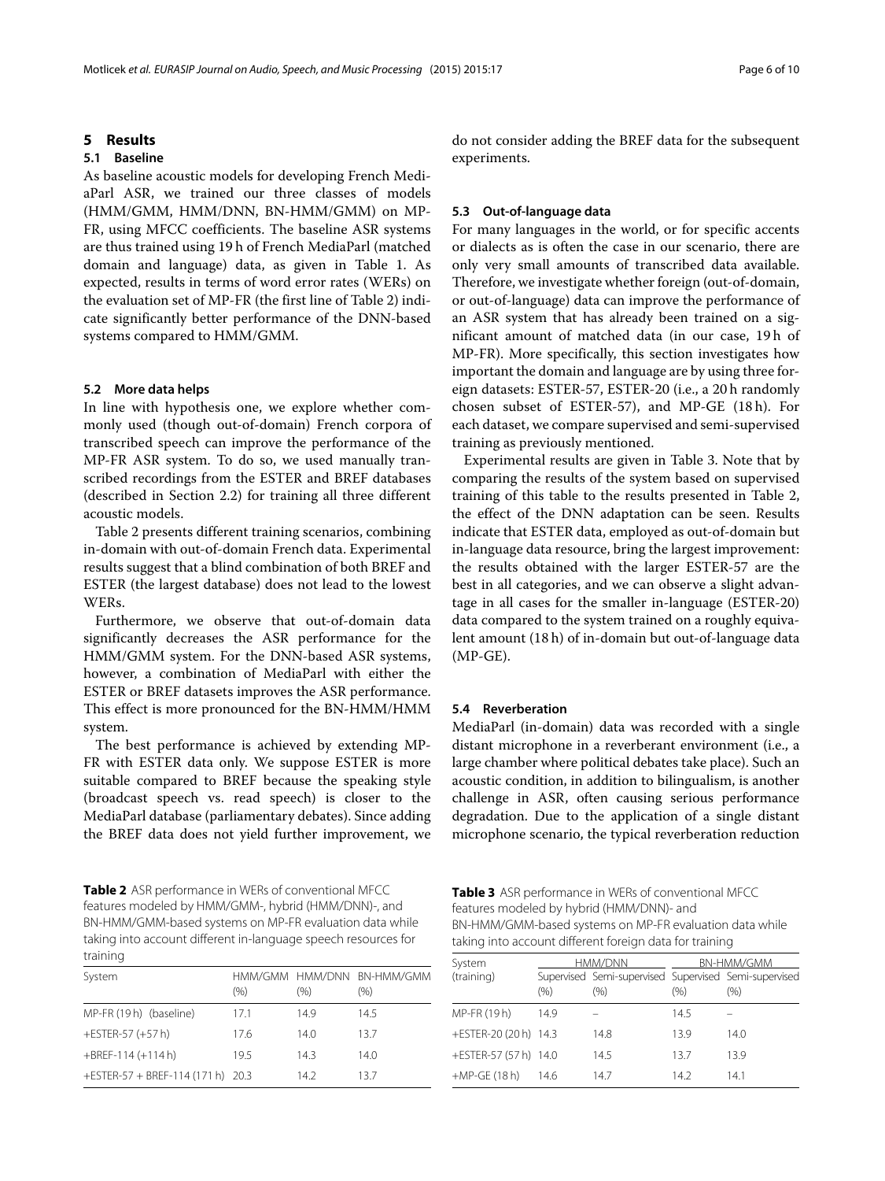## 5 Results

### 5.1 Baseline

As baseline acoustic models for developing French MediaParl ASR, we trained our three classes of models (HMM/GMM, HMM/DNN, BN-HMM/GMM) on MP-FR, using MFCC coefficients. The baseline ASR systems are thus trained using 19 h of French MediaParl (matched domain and language) data, as given in Table 1. As expected, results in terms of word error rates (WERs) on the evaluation set of MP-FR (the first line of Table 2) indicate significantly better performance of the DNN-based systems compared to HMM/GMM.

### 5.2 More data helps

In line with hypothesis one, we explore whether commonly used (though out-of-domain) French corpora of transcribed speech can improve the performance of the MP-FR ASR system. To do so, we used manually transcribed recordings from the ESTER and BREF databases (described in Section 2.2) for training all three different acoustic models.

Table 2 presents different training scenarios, combining in-domain with out-of-domain French data. Experimental results suggest that a blind combination of both BREF and ESTER (the largest database) does not lead to the lowest WERs.

Furthermore, we observe that out-of-domain data significantly decreases the ASR performance for the HMM/GMM system. For the DNN-based ASR systems, however, a combination of MediaParl with either the ESTER or BREF datasets improves the ASR performance. This effect is more pronounced for the BN-HMM/HMM system.

The best performance is achieved by extending MP-FR with ESTER data only. We suppose ESTER is more suitable compared to BREF because the speaking style (broadcast speech vs. read speech) is closer to the MediaParl database (parliamentary debates). Since adding the BREF data does not yield further improvement, we do not consider adding the BREF data for the subsequent experiments.

**Table 2** ASR performance in WERs of conventional MFCC features modeled by HMM/GMM-, hybrid (HMM/DNN)-, and BN-HMM/GMM-based systems on MP-FR evaluation data while taking into account different in-language speech resources for training

| System | HMM/GMM (%) | HMM/DNN (%) | BN-HMM/GMM (%) |
|---|---|---|---|
| MP-FR (19 h) (baseline) | 17.1 | 14.9 | 14.5 |
| +ESTER-57 (+57 h) | 17.6 | 14.0 | 13.7 |
| +BREF-114 (+114 h) | 19.5 | 14.3 | 14.0 |
| +ESTER-57 + BREF-114 (171 h) | 20.3 | 14.2 | 13.7 |

### 5.3 Out-of-language data

For many languages in the world, or for specific accents or dialects as is often the case in our scenario, there are only very small amounts of transcribed data available. Therefore, we investigate whether foreign (out-of-domain, or out-of-language) data can improve the performance of an ASR system that has already been trained on a significant amount of matched data (in our case, 19 h of MP-FR). More specifically, this section investigates how important the domain and language are by using three foreign datasets: ESTER-57, ESTER-20 (i.e., a 20 h randomly chosen subset of ESTER-57), and MP-GE (18 h). For each dataset, we compare supervised and semi-supervised training as previously mentioned.

Experimental results are given in Table 3. Note that by comparing the results of the system based on supervised training of this table to the results presented in Table 2, the effect of the DNN adaptation can be seen. Results indicate that ESTER data, employed as out-of-domain but in-language data resource, bring the largest improvement: the results obtained with the larger ESTER-57 are the best in all categories, and we can observe a slight advantage in all cases for the smaller in-language (ESTER-20) data compared to the system trained on a roughly equivalent amount (18 h) of in-domain but out-of-language data (MP-GE).

**Table 3** ASR performance in WERs of conventional MFCC features modeled by hybrid (HMM/DNN)- and BN-HMM/GMM-based systems on MP-FR evaluation data while taking into account different foreign data for training

| System (training) | HMM/DNN | | BN-HMM/GMM | |
|---|---|---|---|---|
| | Supervised (%) | Semi-supervised (%) | Supervised (%) | Semi-supervised (%) |
| MP-FR (19 h) | 14.9 | – | 14.5 | – |
| +ESTER-20 (20 h) | 14.3 | 14.8 | 13.9 | 14.0 |
| +ESTER-57 (57 h) | 14.0 | 14.5 | 13.7 | 13.9 |
| +MP-GE (18 h) | 14.6 | 14.7 | 14.2 | 14.1 |

### 5.4 Reverberation

MediaParl (in-domain) data was recorded with a single distant microphone in a reverberant environment (i.e., a large chamber where political debates take place). Such an acoustic condition, in addition to bilingualism, is another challenge in ASR, often causing serious performance degradation. Due to the application of a single distant microphone scenario, the typical reverberation reduction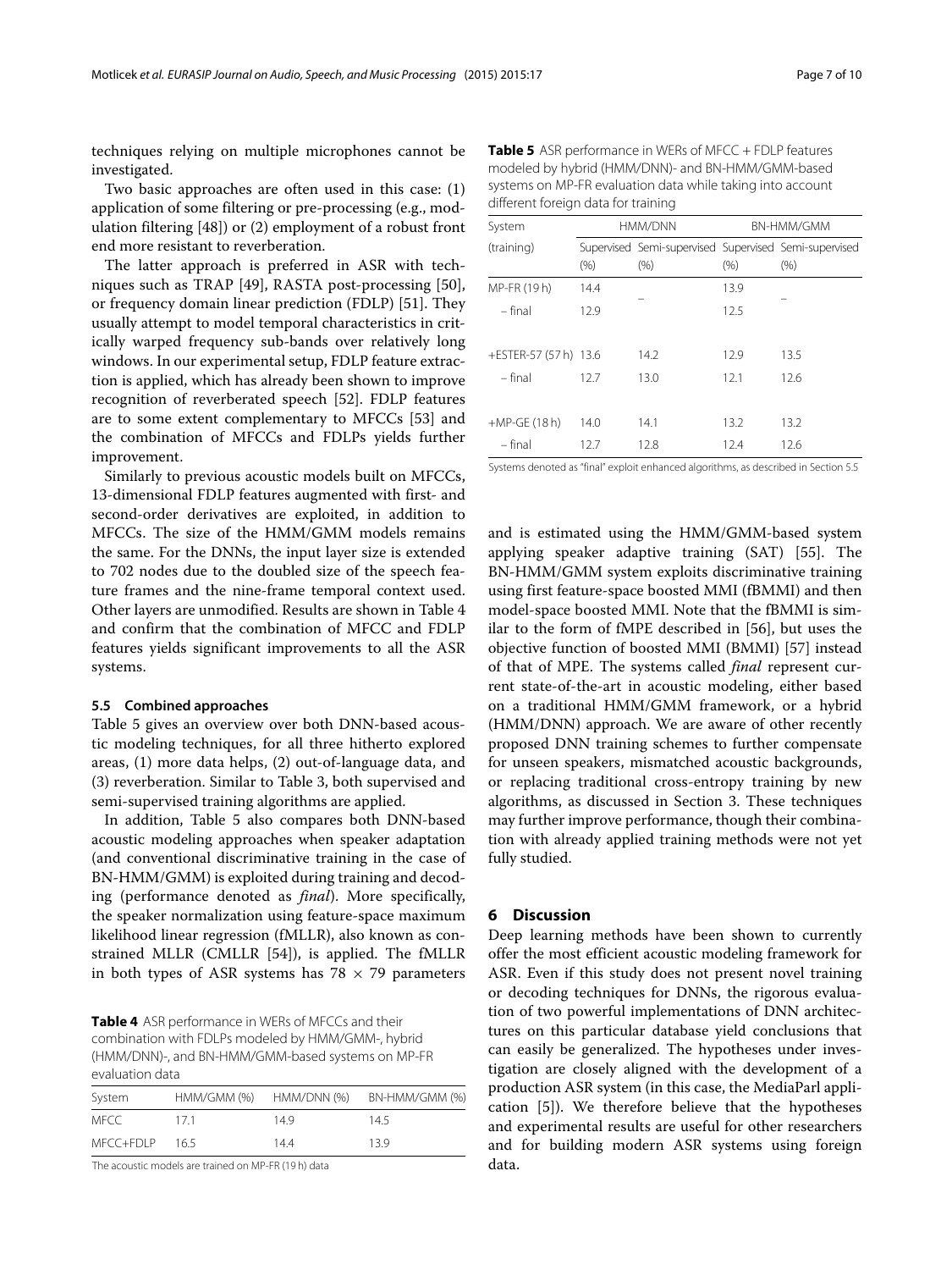techniques relying on multiple microphones cannot be investigated.

Two basic approaches are often used in this case: (1) application of some filtering or pre-processing (e.g., modulation filtering [48]) or (2) employment of a robust front end more resistant to reverberation.

The latter approach is preferred in ASR with techniques such as TRAP [49], RASTA post-processing [50], or frequency domain linear prediction (FDLP) [51]. They usually attempt to model temporal characteristics in critically warped frequency sub-bands over relatively long windows. In our experimental setup, FDLP feature extraction is applied, which has already been shown to improve recognition of reverberated speech [52]. FDLP features are to some extent complementary to MFCCs [53] and the combination of MFCCs and FDLPs yields further improvement.

Similarly to previous acoustic models built on MFCCs, 13-dimensional FDLP features augmented with first- and second-order derivatives are exploited, in addition to MFCCs. The size of the HMM/GMM models remains the same. For the DNNs, the input layer size is extended to 702 nodes due to the doubled size of the speech feature frames and the nine-frame temporal context used. Other layers are unmodified. Results are shown in Table 4 and confirm that the combination of MFCC and FDLP features yields significant improvements to all the ASR systems.

### 5.5 Combined approaches

Table 5 gives an overview over both DNN-based acoustic modeling techniques, for all three hitherto explored areas, (1) more data helps, (2) out-of-language data, and (3) reverberation. Similar to Table 3, both supervised and semi-supervised training algorithms are applied.

In addition, Table 5 also compares both DNN-based acoustic modeling approaches when speaker adaptation (and conventional discriminative training in the case of BN-HMM/GMM) is exploited during training and decoding (performance denoted as *final*). More specifically, the speaker normalization using feature-space maximum likelihood linear regression (fMLLR), also known as constrained MLLR (CMLLR [54]), is applied. The fMLLR in both types of ASR systems has $78 \times 79$ parameters and is estimated using the HMM/GMM-based system applying speaker adaptive training (SAT) [55]. The BN-HMM/GMM system exploits discriminative training using first feature-space boosted MMI (fBMMI) and then model-space boosted MMI. Note that the fBMMI is similar to the form of fMPE described in [56], but uses the objective function of boosted MMI (BMMI) [57] instead of that of MPE. The systems called *final* represent current state-of-the-art in acoustic modeling, either based on a traditional HMM/GMM framework, or a hybrid (HMM/DNN) approach. We are aware of other recently proposed DNN training schemes to further compensate for unseen speakers, mismatched acoustic backgrounds, or replacing traditional cross-entropy training by new algorithms, as discussed in Section 3. These techniques may further improve performance, though their combination with already applied training methods were not yet fully studied.

**Table 4** ASR performance in WERs of MFCCs and their combination with FDLPs modeled by HMM/GMM-, hybrid (HMM/DNN)-, and BN-HMM/GMM-based systems on MP-FR evaluation data

| System | HMM/GMM (%) | HMM/DNN (%) | BN-HMM/GMM (%) |
|---|---|---|---|
| MFCC | 17.1 | 14.9 | 14.5 |
| MFCC+FDLP | 16.5 | 14.4 | 13.9 |

The acoustic models are trained on MP-FR (19 h) data

**Table 5** ASR performance in WERs of MFCC + FDLP features modeled by hybrid (HMM/DNN)- and BN-HMM/GMM-based systems on MP-FR evaluation data while taking into account different foreign data for training

| System | HMM/DNN | | BN-HMM/GMM | |
|---|---|---|---|---|
| (training) | Supervised (%) | Semi-supervised (%) | Supervised (%) | Semi-supervised (%) |
| MP-FR (19 h) | 14.4 | – | 13.9 | – |
| – final | 12.9 | | 12.5 | |
| +ESTER-57 (57 h) | 13.6 | 14.2 | 12.9 | 13.5 |
| – final | 12.7 | 13.0 | 12.1 | 12.6 |
| +MP-GE (18 h) | 14.0 | 14.1 | 13.2 | 13.2 |
| – final | 12.7 | 12.8 | 12.4 | 12.6 |

Systems denoted as "final" exploit enhanced algorithms, as described in Section 5.5

## 6 Discussion

Deep learning methods have been shown to currently offer the most efficient acoustic modeling framework for ASR. Even if this study does not present novel training or decoding techniques for DNNs, the rigorous evaluation of two powerful implementations of DNN architectures on this particular database yield conclusions that can easily be generalized. The hypotheses under investigation are closely aligned with the development of a production ASR system (in this case, the MediaParl application [5]). We therefore believe that the hypotheses and experimental results are useful for other researchers and for building modern ASR systems using foreign data.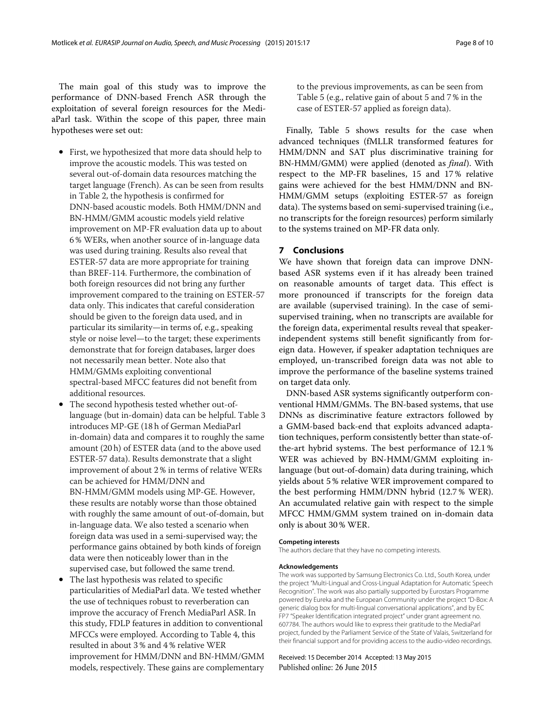The main goal of this study was to improve the performance of DNN-based French ASR through the exploitation of several foreign resources for the MediaParl task. Within the scope of this paper, three main hypotheses were set out:

- First, we hypothesized that more data should help to improve the acoustic models. This was tested on several out-of-domain data resources matching the target language (French). As can be seen from results in Table 2, the hypothesis is confirmed for DNN-based acoustic models. Both HMM/DNN and BN-HMM/GMM acoustic models yield relative improvement on MP-FR evaluation data up to about 6 % WERs, when another source of in-language data was used during training. Results also reveal that ESTER-57 data are more appropriate for training than BREF-114. Furthermore, the combination of both foreign resources did not bring any further improvement compared to the training on ESTER-57 data only. This indicates that careful consideration should be given to the foreign data used, and in particular its similarity—in terms of, e.g., speaking style or noise level—to the target; these experiments demonstrate that for foreign databases, larger does not necessarily mean better. Note also that HMM/GMMs exploiting conventional spectral-based MFCC features did not benefit from additional resources.
- The second hypothesis tested whether out-of-language (but in-domain) data can be helpful. Table 3 introduces MP-GE (18 h of German MediaParl in-domain) data and compares it to roughly the same amount (20 h) of ESTER data (and to the above used ESTER-57 data). Results demonstrate that a slight improvement of about 2 % in terms of relative WERs can be achieved for HMM/DNN and BN-HMM/GMM models using MP-GE. However, these results are notably worse than those obtained with roughly the same amount of out-of-domain, but in-language data. We also tested a scenario when foreign data was used in a semi-supervised way; the performance gains obtained by both kinds of foreign data were then noticeably lower than in the supervised case, but followed the same trend.
- The last hypothesis was related to specific particularities of MediaParl data. We tested whether the use of techniques robust to reverberation can improve the accuracy of French MediaParl ASR. In this study, FDLP features in addition to conventional MFCCs were employed. According to Table 4, this resulted in about 3 % and 4 % relative WER improvement for HMM/DNN and BN-HMM/GMM models, respectively. These gains are complementary to the previous improvements, as can be seen from Table 5 (e.g., relative gain of about 5 and 7 % in the case of ESTER-57 applied as foreign data).

Finally, Table 5 shows results for the case when advanced techniques (fMLLR transformed features for HMM/DNN and SAT plus discriminative training for BN-HMM/GMM) were applied (denoted as *final*). With respect to the MP-FR baselines, 15 and 17 % relative gains were achieved for the best HMM/DNN and BN-HMM/GMM setups (exploiting ESTER-57 as foreign data). The systems based on semi-supervised training (i.e., no transcripts for the foreign resources) perform similarly to the systems trained on MP-FR data only.

## 7 Conclusions

We have shown that foreign data can improve DNN-based ASR systems even if it has already been trained on reasonable amounts of target data. This effect is more pronounced if transcripts for the foreign data are available (supervised training). In the case of semi-supervised training, when no transcripts are available for the foreign data, experimental results reveal that speaker-independent systems still benefit significantly from foreign data. However, if speaker adaptation techniques are employed, un-transcribed foreign data was not able to improve the performance of the baseline systems trained on target data only.

DNN-based ASR systems significantly outperform conventional HMM/GMMs. The BN-based systems, that use DNNs as discriminative feature extractors followed by a GMM-based back-end that exploits advanced adaptation techniques, perform consistently better than state-of-the-art hybrid systems. The best performance of 12.1 % WER was achieved by BN-HMM/GMM exploiting in-language (but out-of-domain) data during training, which yields about 5 % relative WER improvement compared to the best performing HMM/DNN hybrid (12.7 % WER). An accumulated relative gain with respect to the simple MFCC HMM/GMM system trained on in-domain data only is about 30 % WER.

#### Competing interests

The authors declare that they have no competing interests.

#### Acknowledgements

The work was supported by Samsung Electronics Co. Ltd., South Korea, under the project "Multi-Lingual and Cross-Lingual Adaptation for Automatic Speech Recognition". The work was also partially supported by Eurostars Programme powered by Eureka and the European Community under the project "D-Box: A generic dialog box for multi-lingual conversational applications", and by EC FP7 "Speaker Identification integrated project" under grant agreement no. 607784. The authors would like to express their gratitude to the MediaParl project, funded by the Parliament Service of the State of Valais, Switzerland for their financial support and for providing access to the audio-video recordings.

Received: 15 December 2014 Accepted: 13 May 2015
Published online: 26 June 2015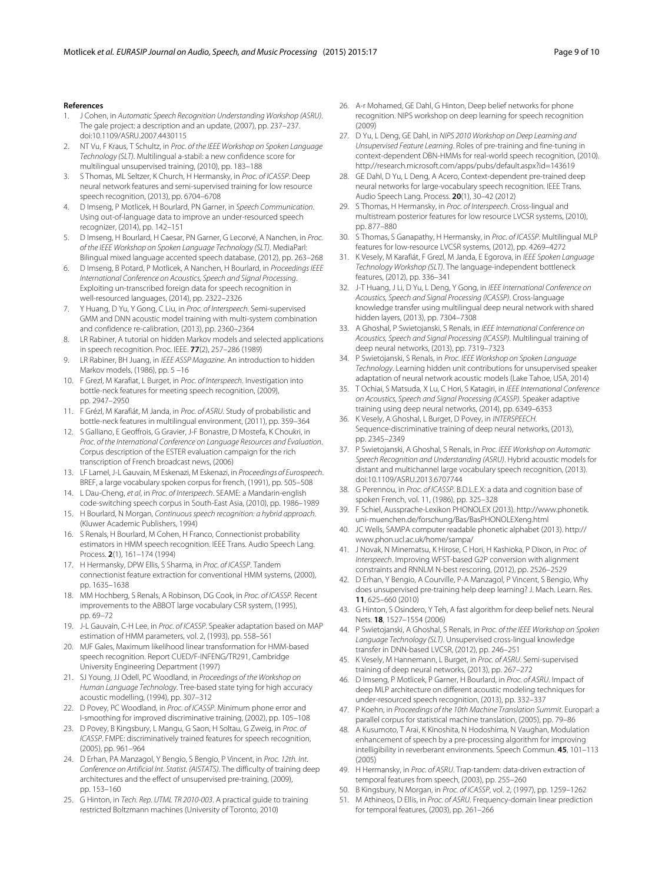## References

1. J Cohen, in *Automatic Speech Recognition Understanding Workshop (ASRU)*. The gale project: a description and an update, (2007), pp. 237–237. doi:10.1109/ASRU.2007.4430115
2. NT Vu, F Kraus, T Schultz, in *Proc. of the IEEE Workshop on Spoken Language Technology (SLT)*. Multilingual a-stabil: a new confidence score for multilingual unsupervised training, (2010), pp. 183–188
3. S Thomas, ML Seltzer, K Church, H Hermansky, in *Proc. of ICASSP*. Deep neural network features and semi-supervised training for low resource speech recognition, (2013), pp. 6704–6708
4. D Imseng, P Motlicek, H Bourlard, PN Garner, in *Speech Communication*. Using out-of-language data to improve an under-resourced speech recognizer, (2014), pp. 142–151
5. D Imseng, H Bourlard, H Caesar, PN Garner, G Lecorvé, A Nanchen, in *Proc. of the IEEE Workshop on Spoken Language Technology (SLT)*. MediaParl: Bilingual mixed language accented speech database, (2012), pp. 263–268
6. D Imseng, B Potard, P Motlicek, A Nanchen, H Bourlard, in *Proceedings IEEE International Conference on Acoustics, Speech and Signal Processing*. Exploiting un-transcribed foreign data for speech recognition in well-resourced languages, (2014), pp. 2322–2326
7. Y Huang, D Yu, Y Gong, C Liu, in *Proc. of Interspeech*. Semi-supervised GMM and DNN acoustic model training with multi-system combination and confidence re-calibration, (2013), pp. 2360–2364
8. LR Rabiner, A tutorial on hidden Markov models and selected applications in speech recognition. Proc. IEEE. **77**(2), 257–286 (1989)
9. LR Rabiner, BH Juang, in *IEEE ASSP Magazine*. An introduction to hidden Markov models, (1986), pp. 5 –16
10. F Grezl, M Karafiat, L Burget, in *Proc. of Interspeech*. Investigation into bottle-neck features for meeting speech recognition, (2009), pp. 2947–2950
11. F Grézl, M Karafiát, M Janda, in *Proc. of ASRU*. Study of probabilistic and bottle-neck features in multilingual environment, (2011), pp. 359–364
12. S Galliano, E Geoffrois, G Gravier, J-F Bonastre, D Mostefa, K Choukri, in *Proc. of the International Conference on Language Resources and Evaluation*. Corpus description of the ESTER evaluation campaign for the rich transcription of French broadcast news, (2006)
13. LF Lamel, J-L Gauvain, M Eskenazi, M Eskenazi, in *Proceedings of Eurospeech*. BREF, a large vocabulary spoken corpus for french, (1991), pp. 505–508
14. L Dau-Cheng, *et al*, in *Proc. of Interspeech*. SEAME: a Mandarin-english code-switching speech corpus in South-East Asia, (2010), pp. 1986–1989
15. H Bourlard, N Morgan, *Continuous speech recognition: a hybrid approach*. (Kluwer Academic Publishers, 1994)
16. S Renals, H Bourlard, M Cohen, H Franco, Connectionist probability estimators in HMM speech recognition. IEEE Trans. Audio Speech Lang. Process. **2**(1), 161–174 (1994)
17. H Hermansky, DPW Ellis, S Sharma, in *Proc. of ICASSP*. Tandem connectionist feature extraction for conventional HMM systems, (2000), pp. 1635–1638
18. MM Hochberg, S Renals, A Robinson, DG Cook, in *Proc. of ICASSP*. Recent improvements to the ABBOT large vocabulary CSR system, (1995), pp. 69–72
19. J-L Gauvain, C-H Lee, in *Proc. of ICASSP*. Speaker adaptation based on MAP estimation of HMM parameters, vol. 2, (1993), pp. 558–561
20. MJF Gales, Maximum likelihood linear transformation for HMM-based speech recognition. Report CUED/F-INFENG/TR291, Cambridge University Engineering Department (1997)
21. SJ Young, JJ Odell, PC Woodland, in *Proceedings of the Workshop on Human Language Technology*. Tree-based state tying for high accuracy acoustic modelling, (1994), pp. 307–312
22. D Povey, PC Woodland, in *Proc. of ICASSP*. Minimum phone error and I-smoothing for improved discriminative training, (2002), pp. 105–108
23. D Povey, B Kingsbury, L Mangu, G Saon, H Soltau, G Zweig, in *Proc. of ICASSP*. FMPE: discriminatively trained features for speech recognition, (2005), pp. 961–964
24. D Erhan, PA Manzagol, Y Bengio, S Bengio, P Vincent, in *Proc. 12th. Int. Conference on Artificial Int. Statist. (AISTATS)*. The difficulty of training deep architectures and the effect of unsupervised pre-training, (2009), pp. 153–160
25. G Hinton, in *Tech. Rep. UTML TR 2010-003*. A practical guide to training restricted Boltzmann machines (University of Toronto, 2010)
26. A-r Mohamed, GE Dahl, G Hinton, Deep belief networks for phone recognition. NIPS workshop on deep learning for speech recognition (2009)
27. D Yu, L Deng, GE Dahl, in *NIPS 2010 Workshop on Deep Learning and Unsupervised Feature Learning*. Roles of pre-training and fine-tuning in context-dependent DBN-HMMs for real-world speech recognition, (2010). http://research.microsoft.com/apps/pubs/default.aspx?id=143619
28. GE Dahl, D Yu, L Deng, A Acero, Context-dependent pre-trained deep neural networks for large-vocabulary speech recognition. IEEE Trans. Audio Speech Lang. Process. **20**(1), 30–42 (2012)
29. S Thomas, H Hermansky, in *Proc. of Interspeech*. Cross-lingual and multistream posterior features for low resource LVCSR systems, (2010), pp. 877–880
30. S Thomas, S Ganapathy, H Hermansky, in *Proc. of ICASSP*. Multilingual MLP features for low-resource LVCSR systems, (2012), pp. 4269–4272
31. K Vesely, M Karafiát, F Grezl, M Janda, E Egorova, in *IEEE Spoken Language Technology Workshop (SLT)*. The language-independent bottleneck features, (2012), pp. 336–341
32. J-T Huang, J Li, D Yu, L Deng, Y Gong, in *IEEE International Conference on Acoustics, Speech and Signal Processing (ICASSP)*. Cross-language knowledge transfer using multilingual deep neural network with shared hidden layers, (2013), pp. 7304–7308
33. A Ghoshal, P Swietojanski, S Renals, in *IEEE International Conference on Acoustics, Speech and Signal Processing (ICASSP)*. Multilingual training of deep neural networks, (2013), pp. 7319–7323
34. P Swietojanski, S Renals, in *Proc. IEEE Workshop on Spoken Language Technology*. Learning hidden unit contributions for unsupervised speaker adaptation of neural network acoustic models (Lake Tahoe, USA, 2014)
35. T Ochiai, S Matsuda, X Lu, C Hori, S Katagiri, in *IEEE International Conference on Acoustics, Speech and Signal Processing (ICASSP)*. Speaker adaptive training using deep neural networks, (2014), pp. 6349–6353
36. K Vesely, A Ghoshal, L Burget, D Povey, in *INTERSPEECH*. Sequence-discriminative training of deep neural networks, (2013), pp. 2345–2349
37. P Swietojanski, A Ghoshal, S Renals, in *Proc. IEEE Workshop on Automatic Speech Recognition and Understanding (ASRU)*. Hybrid acoustic models for distant and multichannel large vocabulary speech recognition, (2013). doi:10.1109/ASRU.2013.6707744
38. G Perennou, in *Proc. of ICASSP*. B.D.L.E.X: a data and cognition base of spoken French, vol. 11, (1986), pp. 325–328
39. F Schiel, Aussprache-Lexikon PHONOLEX (2013). http://www.phonetik.uni-muenchen.de/forschung/Bas/BasPHONOLEXeng.html
40. JC Wells, SAMPA computer readable phonetic alphabet (2013). http://www.phon.ucl.ac.uk/home/sampa/
41. J Novak, N Minematsu, K Hirose, C Hori, H Kashioka, P Dixon, in *Proc. of Interspeech*. Improving WFST-based G2P conversion with alignment constraints and RNNLM N-best rescoring, (2012), pp. 2526–2529
42. D Erhan, Y Bengio, A Courville, P-A Manzagol, P Vincent, S Bengio, Why does unsupervised pre-training help deep learning? J. Mach. Learn. Res. **11**, 625–660 (2010)
43. G Hinton, S Osindero, Y Teh, A fast algorithm for deep belief nets. Neural Nets. **18**, 1527–1554 (2006)
44. P Swietojanski, A Ghoshal, S Renals, in *Proc. of the IEEE Workshop on Spoken Language Technology (SLT)*. Unsupervised cross-lingual knowledge transfer in DNN-based LVCSR, (2012), pp. 246–251
45. K Vesely, M Hannemann, L Burget, in *Proc. of ASRU*. Semi-supervised training of deep neural networks, (2013), pp. 267–272
46. D Imseng, P Motlicek, P Garner, H Bourlard, in *Proc. of ASRU*. Impact of deep MLP architecture on different acoustic modeling techniques for under-resourced speech recognition, (2013), pp. 332–337
47. P Koehn, in *Proceedings of the 10th Machine Translation Summit*. Europarl: a parallel corpus for statistical machine translation, (2005), pp. 79–86
48. A Kusumoto, T Arai, K Kinoshita, N Hodoshima, N Vaughan, Modulation enhancement of speech by a pre-processing algorithm for improving intelligibility in reverberant environments. Speech Commun. **45**, 101–113 (2005)
49. H Hermansky, in *Proc. of ASRU*. Trap-tandem: data-driven extraction of temporal features from speech, (2003), pp. 255–260
50. B Kingsbury, N Morgan, in *Proc. of ICASSP*, vol. 2, (1997), pp. 1259–1262
51. M Athineos, D Ellis, in *Proc. of ASRU*. Frequency-domain linear prediction for temporal features, (2003), pp. 261–266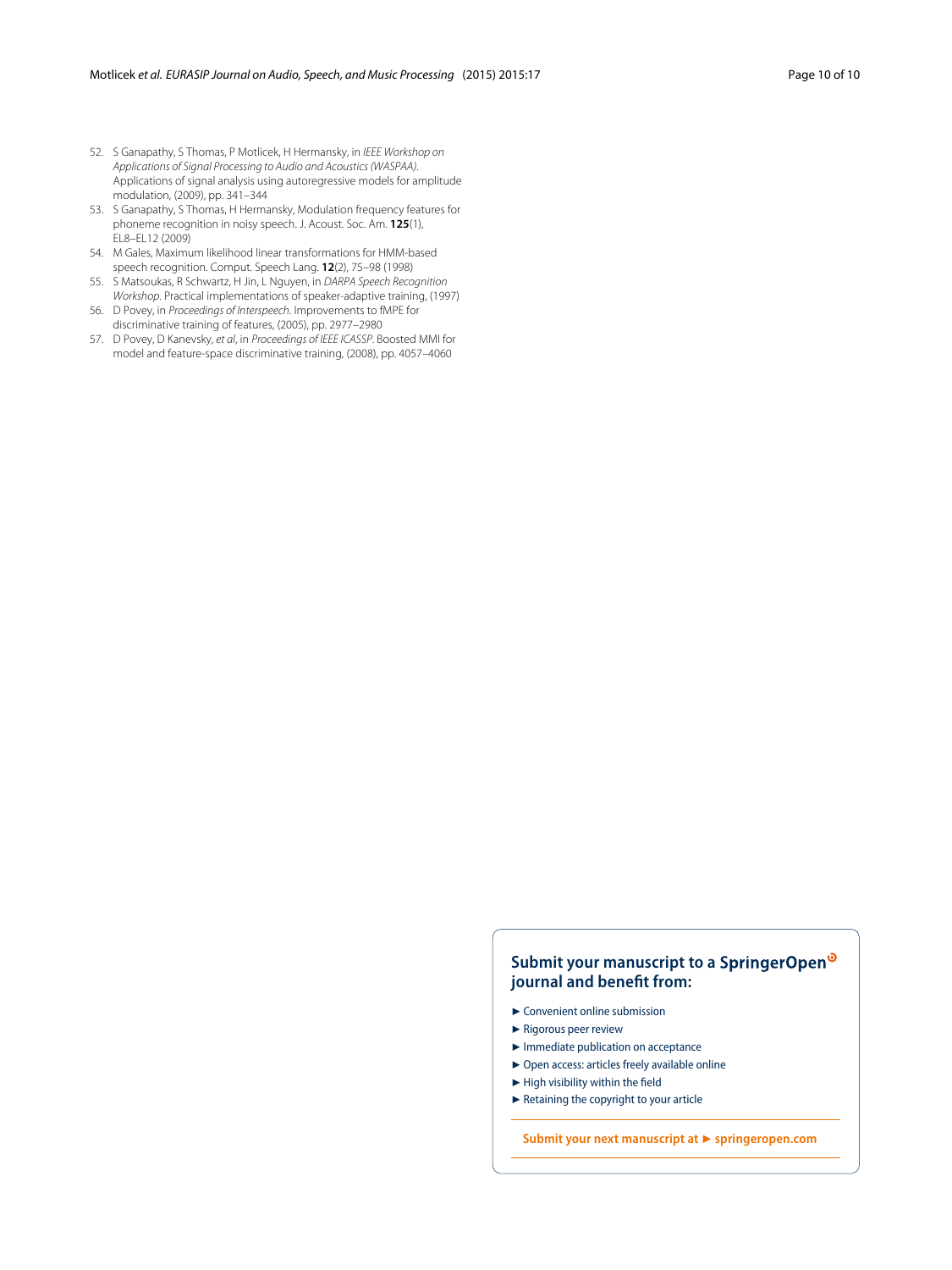52. S Ganapathy, S Thomas, P Motlicek, H Hermansky, in *IEEE Workshop on Applications of Signal Processing to Audio and Acoustics (WASPAA)*. Applications of signal analysis using autoregressive models for amplitude modulation, (2009), pp. 341–344
53. S Ganapathy, S Thomas, H Hermansky, Modulation frequency features for phoneme recognition in noisy speech. J. Acoust. Soc. Am. **125**(1), EL8–EL12 (2009)
54. M Gales, Maximum likelihood linear transformations for HMM-based speech recognition. Comput. Speech Lang. **12**(2), 75–98 (1998)
55. S Matsoukas, R Schwartz, H Jin, L Nguyen, in *DARPA Speech Recognition Workshop*. Practical implementations of speaker-adaptive training, (1997)
56. D Povey, in *Proceedings of Interspeech*. Improvements to fMPE for discriminative training of features, (2005), pp. 2977–2980
57. D Povey, D Kanevsky, *et al*, in *Proceedings of IEEE ICASSP*. Boosted MMI for model and feature-space discriminative training, (2008), pp. 4057–4060

**Submit your manuscript to a SpringerOpen journal and benefit from:**

- ► Convenient online submission
- ► Rigorous peer review
- ► Immediate publication on acceptance
- ► Open access: articles freely available online
- ► High visibility within the field
- ► Retaining the copyright to your article

**Submit your next manuscript at ► springeropen.com**